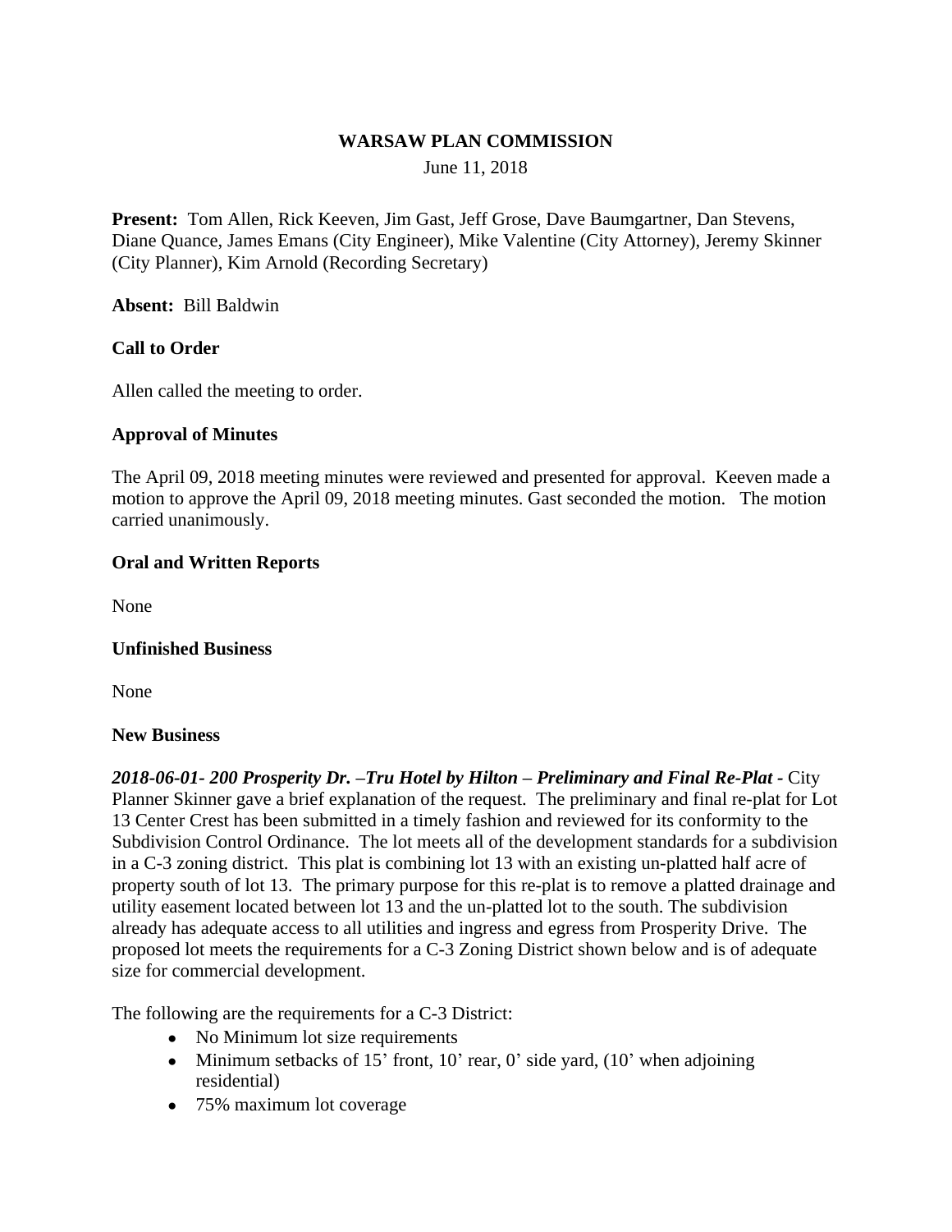# WARSAW PLAN COMMISSION

June 11, 2018

**Present:** Tom Allen, Rick Keeven, Jim Gast, Jeff Grose, Dave Baumgartner, Dan Stevens, Diane Quance, James Emans (City Engineer), Mike Valentine (City Attorney), Jeremy Skinner (City Planner), Kim Arnold (Recording Secretary)

**Absent:** Bill Baldwin

**Call to Order**

Allen called the meeting to order.

**Approval of Minutes**

The April 09, 2018 meeting minutes were reviewed and presented for approval. Keeven made a motion to approve the April 09, 2018 meeting minutes. Gast seconded the motion. The motion carried unanimously.

**Oral and Written Reports**

None

**Unfinished Business**

None

**New Business**

***2018-06-01- 200 Prosperity Dr. –Tru Hotel by Hilton – Preliminary and Final Re-Plat -*** City Planner Skinner gave a brief explanation of the request. The preliminary and final re-plat for Lot 13 Center Crest has been submitted in a timely fashion and reviewed for its conformity to the Subdivision Control Ordinance. The lot meets all of the development standards for a subdivision in a C-3 zoning district. This plat is combining lot 13 with an existing un-platted half acre of property south of lot 13. The primary purpose for this re-plat is to remove a platted drainage and utility easement located between lot 13 and the un-platted lot to the south. The subdivision already has adequate access to all utilities and ingress and egress from Prosperity Drive. The proposed lot meets the requirements for a C-3 Zoning District shown below and is of adequate size for commercial development.

The following are the requirements for a C-3 District:

- No Minimum lot size requirements
- Minimum setbacks of 15' front, 10' rear, 0' side yard, (10' when adjoining residential)
- 75% maximum lot coverage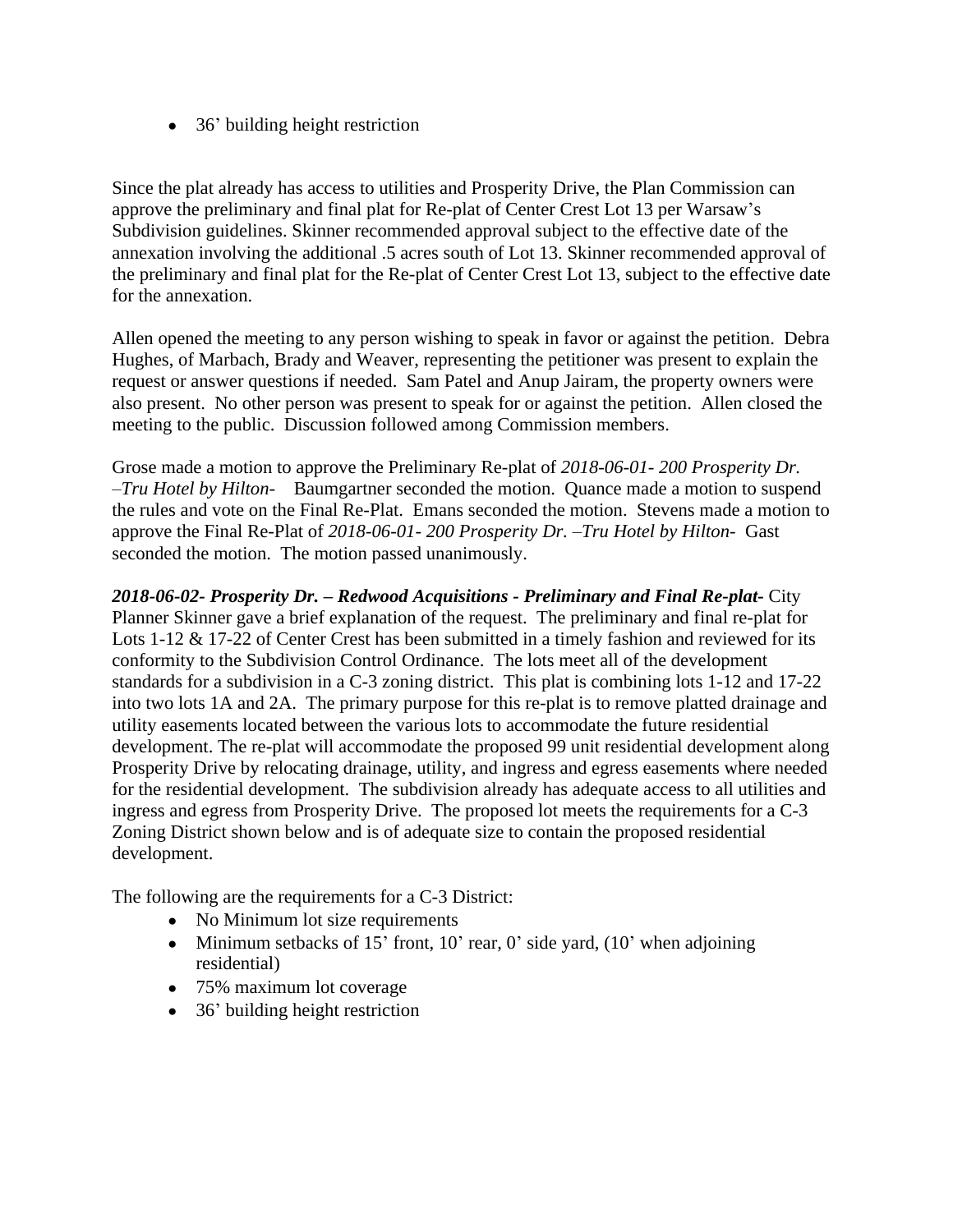- 36' building height restriction

Since the plat already has access to utilities and Prosperity Drive, the Plan Commission can approve the preliminary and final plat for Re-plat of Center Crest Lot 13 per Warsaw's Subdivision guidelines. Skinner recommended approval subject to the effective date of the annexation involving the additional .5 acres south of Lot 13. Skinner recommended approval of the preliminary and final plat for the Re-plat of Center Crest Lot 13, subject to the effective date for the annexation.

Allen opened the meeting to any person wishing to speak in favor or against the petition. Debra Hughes, of Marbach, Brady and Weaver, representing the petitioner was present to explain the request or answer questions if needed. Sam Patel and Anup Jairam, the property owners were also present. No other person was present to speak for or against the petition. Allen closed the meeting to the public. Discussion followed among Commission members.

Grose made a motion to approve the Preliminary Re-plat of *2018-06-01- 200 Prosperity Dr. –Tru Hotel by Hilton-* Baumgartner seconded the motion. Quance made a motion to suspend the rules and vote on the Final Re-Plat. Emans seconded the motion. Stevens made a motion to approve the Final Re-Plat of *2018-06-01- 200 Prosperity Dr. –Tru Hotel by Hilton-* Gast seconded the motion. The motion passed unanimously.

***2018-06-02- Prosperity Dr. – Redwood Acquisitions - Preliminary and Final Re-plat-*** City Planner Skinner gave a brief explanation of the request. The preliminary and final re-plat for Lots 1-12 & 17-22 of Center Crest has been submitted in a timely fashion and reviewed for its conformity to the Subdivision Control Ordinance. The lots meet all of the development standards for a subdivision in a C-3 zoning district. This plat is combining lots 1-12 and 17-22 into two lots 1A and 2A. The primary purpose for this re-plat is to remove platted drainage and utility easements located between the various lots to accommodate the future residential development. The re-plat will accommodate the proposed 99 unit residential development along Prosperity Drive by relocating drainage, utility, and ingress and egress easements where needed for the residential development. The subdivision already has adequate access to all utilities and ingress and egress from Prosperity Drive. The proposed lot meets the requirements for a C-3 Zoning District shown below and is of adequate size to contain the proposed residential development.

The following are the requirements for a C-3 District:

- No Minimum lot size requirements
- Minimum setbacks of 15' front, 10' rear, 0' side yard, (10' when adjoining residential)
- 75% maximum lot coverage
- 36' building height restriction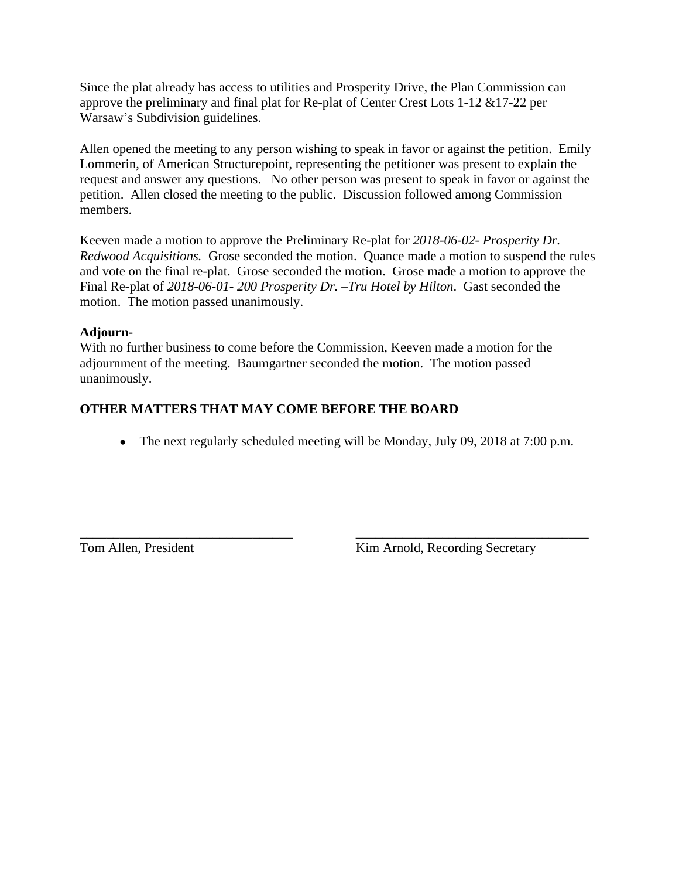Since the plat already has access to utilities and Prosperity Drive, the Plan Commission can approve the preliminary and final plat for Re-plat of Center Crest Lots 1-12 &17-22 per Warsaw's Subdivision guidelines.

Allen opened the meeting to any person wishing to speak in favor or against the petition. Emily Lommerin, of American Structurepoint, representing the petitioner was present to explain the request and answer any questions. No other person was present to speak in favor or against the petition. Allen closed the meeting to the public. Discussion followed among Commission members.

Keeven made a motion to approve the Preliminary Re-plat for *2018-06-02- Prosperity Dr. – Redwood Acquisitions.* Grose seconded the motion. Quance made a motion to suspend the rules and vote on the final re-plat. Grose seconded the motion. Grose made a motion to approve the Final Re-plat of *2018-06-01- 200 Prosperity Dr. –Tru Hotel by Hilton*. Gast seconded the motion. The motion passed unanimously.

**Adjourn-**

With no further business to come before the Commission, Keeven made a motion for the adjournment of the meeting. Baumgartner seconded the motion. The motion passed unanimously.

**OTHER MATTERS THAT MAY COME BEFORE THE BOARD**

- The next regularly scheduled meeting will be Monday, July 09, 2018 at 7:00 p.m.

________________________________ Tom Allen, President

________________________________ Kim Arnold, Recording Secretary